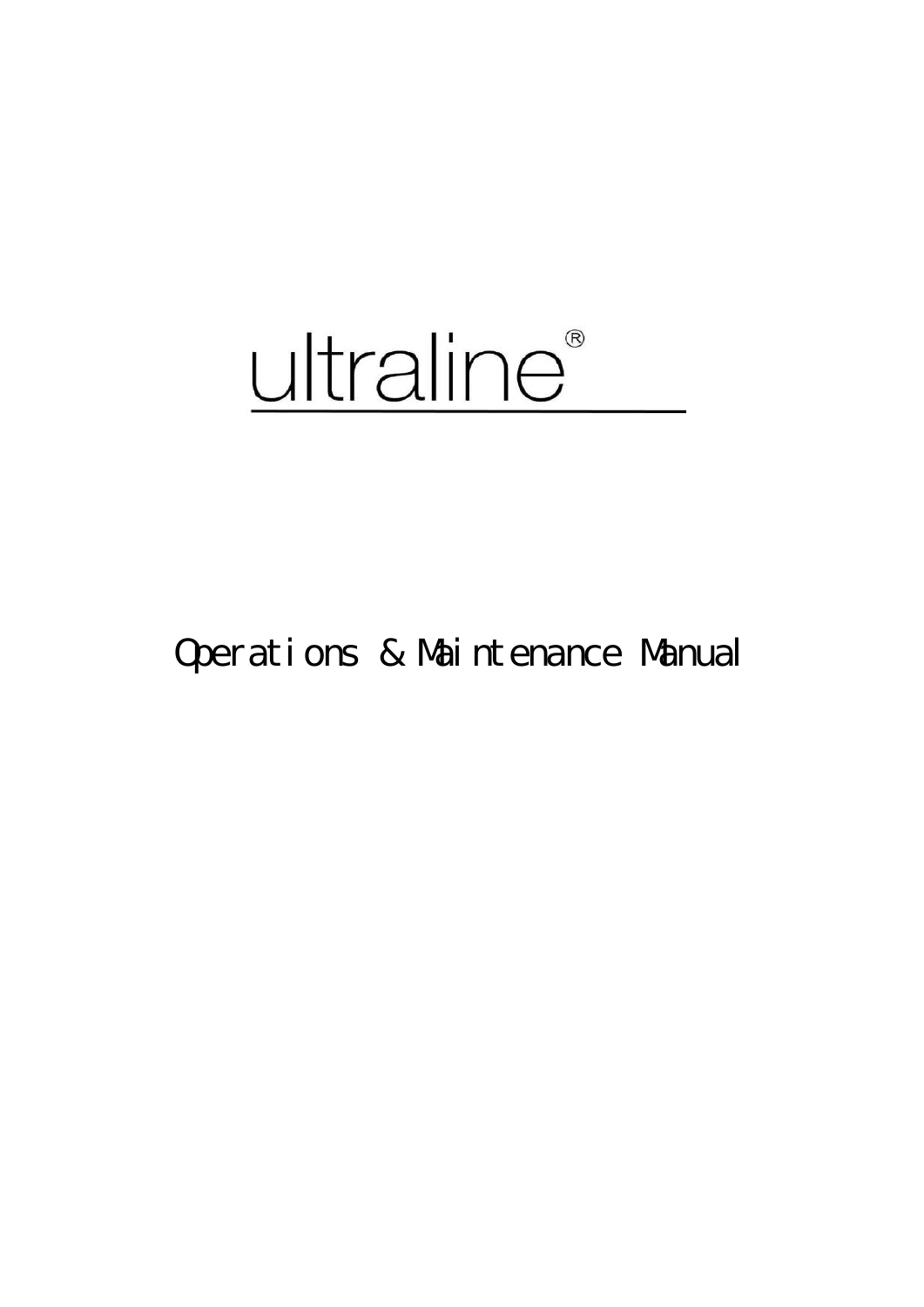# ultraline®

## Operations & Maintenance Manual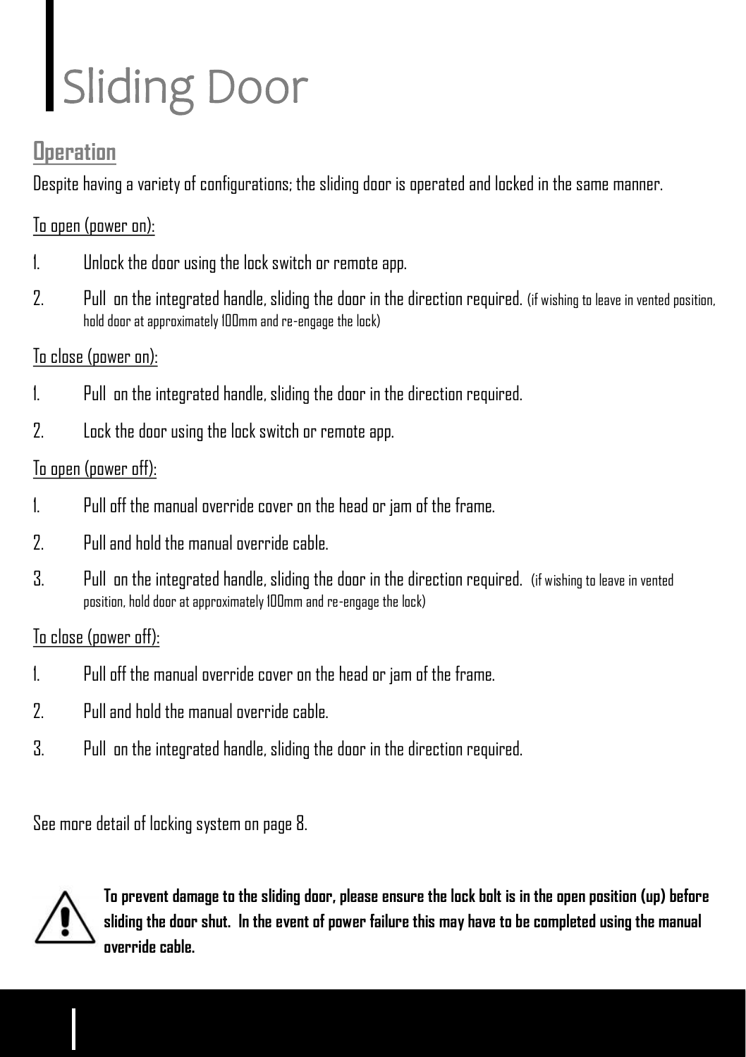# Sliding Door

## Operation

Despite having a variety of configurations; the sliding door is operated and locked in the same manner.

To open (power on):

1. Unlock the door using the lock switch or remote app.
2. Pull on the integrated handle, sliding the door in the direction required. (if wishing to leave in vented position, hold door at approximately 100mm and re-engage the lock)

To close (power on):

1. Pull on the integrated handle, sliding the door in the direction required.
2. Lock the door using the lock switch or remote app.

To open (power off):

1. Pull off the manual override cover on the head or jam of the frame.
2. Pull and hold the manual override cable.
3. Pull on the integrated handle, sliding the door in the direction required. (if wishing to leave in vented position, hold door at approximately 100mm and re-engage the lock)

To close (power off):

1. Pull off the manual override cover on the head or jam of the frame.
2. Pull and hold the manual override cable.
3. Pull on the integrated handle, sliding the door in the direction required.

See more detail of locking system on page 8.

**To prevent damage to the sliding door, please ensure the lock bolt is in the open position (up) before sliding the door shut. In the event of power failure this may have to be completed using the manual override cable.**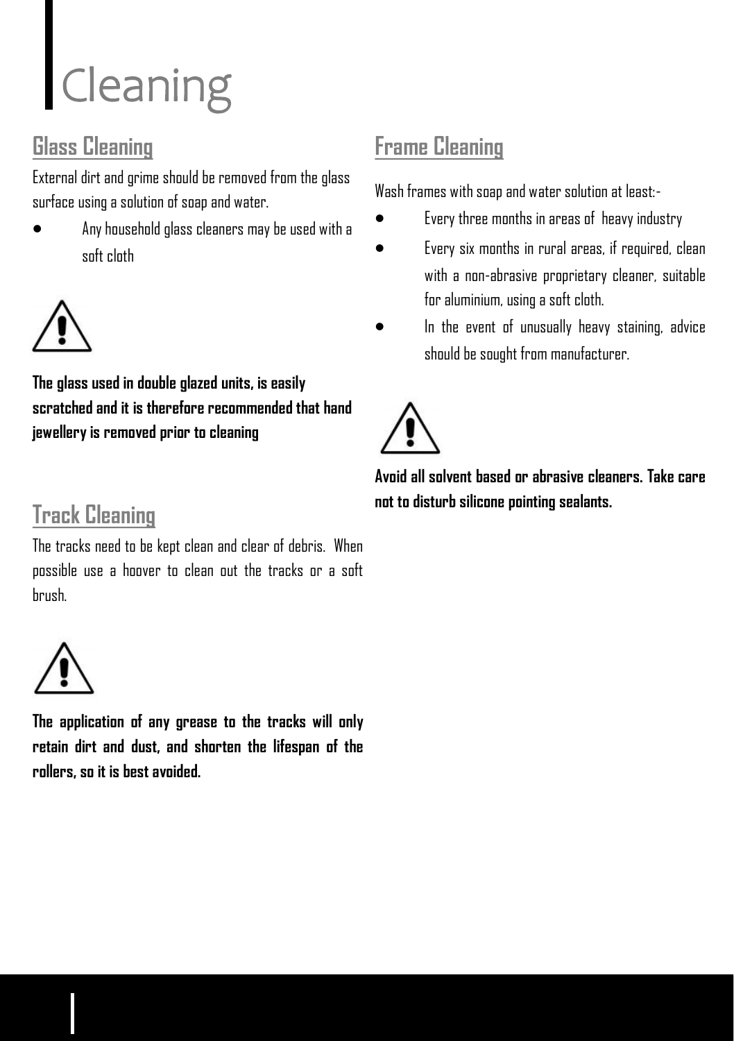# Cleaning

## Glass Cleaning

External dirt and grime should be removed from the glass surface using a solution of soap and water.

- Any household glass cleaners may be used with a soft cloth

**The glass used in double glazed units, is easily scratched and it is therefore recommended that hand jewellery is removed prior to cleaning**

## Track Cleaning

The tracks need to be kept clean and clear of debris. When possible use a hoover to clean out the tracks or a soft brush.

**The application of any grease to the tracks will only retain dirt and dust, and shorten the lifespan of the rollers, so it is best avoided.**

## Frame Cleaning

Wash frames with soap and water solution at least:-

- Every three months in areas of heavy industry
- Every six months in rural areas, if required, clean with a non-abrasive proprietary cleaner, suitable for aluminium, using a soft cloth.
- In the event of unusually heavy staining, advice should be sought from manufacturer.

**Avoid all solvent based or abrasive cleaners. Take care not to disturb silicone pointing sealants.**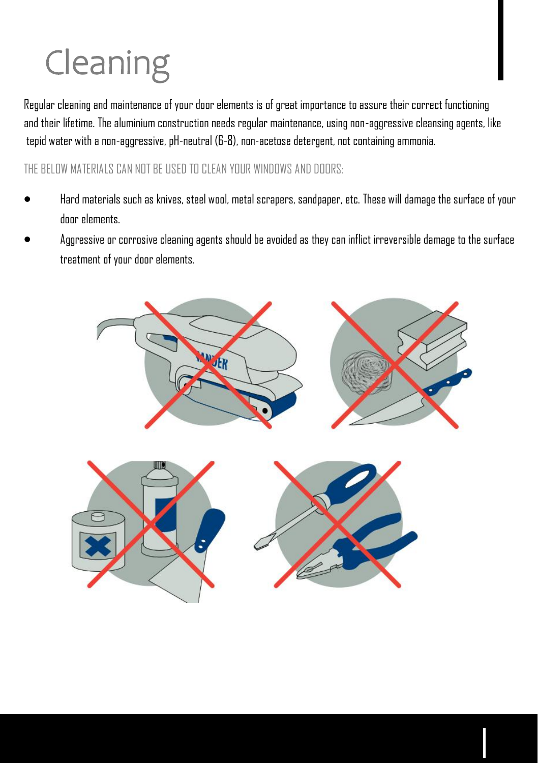# Cleaning

Regular cleaning and maintenance of your door elements is of great importance to assure their correct functioning and their lifetime. The aluminium construction needs regular maintenance, using non-aggressive cleansing agents, like tepid water with a non-aggressive, pH-neutral (6-8), non-acetose detergent, not containing ammonia.

THE BELOW MATERIALS CAN NOT BE USED TO CLEAN YOUR WINDOWS AND DOORS:

- Hard materials such as knives, steel wool, metal scrapers, sandpaper, etc. These will damage the surface of your door elements.
- Aggressive or corrosive cleaning agents should be avoided as they can inflict irreversible damage to the surface treatment of your door elements.